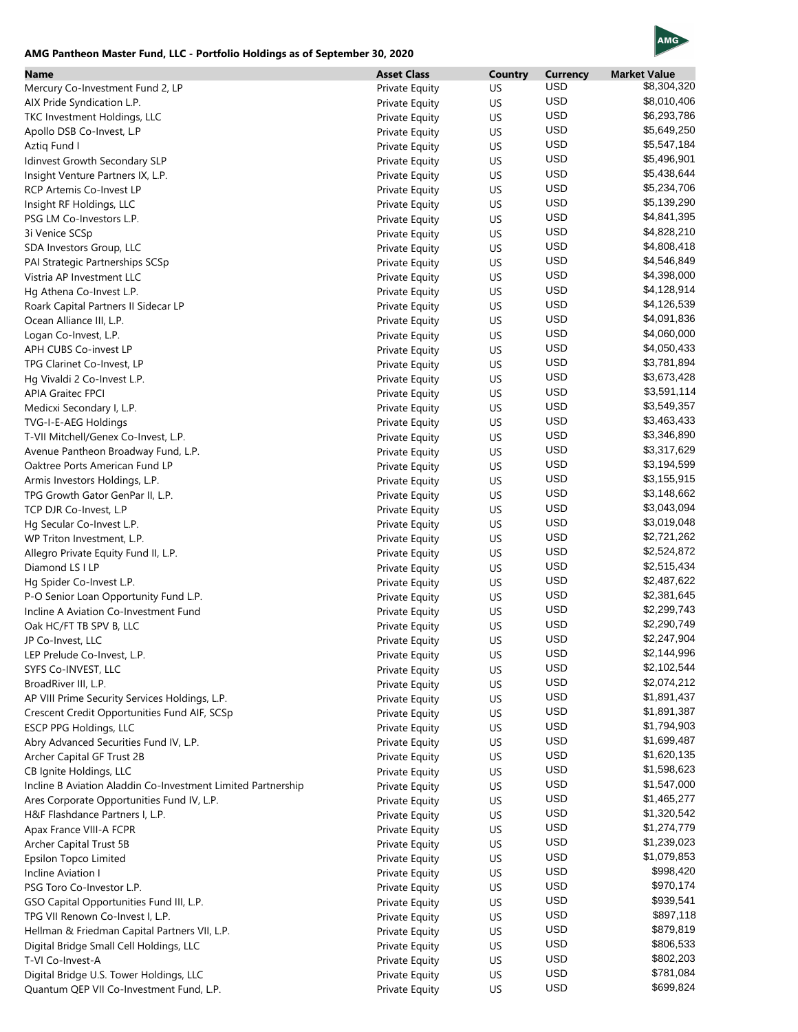**AMG Pantheon Master Fund, LLC - Portfolio Holdings as of September 30, 2020**

| Name | Asset Class | Country | Currency | Market Value |
|---|---|---|---|---|
| Mercury Co-Investment Fund 2, LP | Private Equity | US | USD | $8,304,320 |
| AIX Pride Syndication L.P. | Private Equity | US | USD | $8,010,406 |
| TKC Investment Holdings, LLC | Private Equity | US | USD | $6,293,786 |
| Apollo DSB Co-Invest, L.P | Private Equity | US | USD | $5,649,250 |
| Aztiq Fund I | Private Equity | US | USD | $5,547,184 |
| Idinvest Growth Secondary SLP | Private Equity | US | USD | $5,496,901 |
| Insight Venture Partners IX, L.P. | Private Equity | US | USD | $5,438,644 |
| RCP Artemis Co-Invest LP | Private Equity | US | USD | $5,234,706 |
| Insight RF Holdings, LLC | Private Equity | US | USD | $5,139,290 |
| PSG LM Co-Investors L.P. | Private Equity | US | USD | $4,841,395 |
| 3i Venice SCSp | Private Equity | US | USD | $4,828,210 |
| SDA Investors Group, LLC | Private Equity | US | USD | $4,808,418 |
| PAI Strategic Partnerships SCSp | Private Equity | US | USD | $4,546,849 |
| Vistria AP Investment LLC | Private Equity | US | USD | $4,398,000 |
| Hg Athena Co-Invest L.P. | Private Equity | US | USD | $4,128,914 |
| Roark Capital Partners II Sidecar LP | Private Equity | US | USD | $4,126,539 |
| Ocean Alliance III, L.P. | Private Equity | US | USD | $4,091,836 |
| Logan Co-Invest, L.P. | Private Equity | US | USD | $4,060,000 |
| APH CUBS Co-invest LP | Private Equity | US | USD | $4,050,433 |
| TPG Clarinet Co-Invest, LP | Private Equity | US | USD | $3,781,894 |
| Hg Vivaldi 2 Co-Invest L.P. | Private Equity | US | USD | $3,673,428 |
| APIA Graitec FPCI | Private Equity | US | USD | $3,591,114 |
| Medicxi Secondary I, L.P. | Private Equity | US | USD | $3,549,357 |
| TVG-I-E-AEG Holdings | Private Equity | US | USD | $3,463,433 |
| T-VII Mitchell/Genex Co-Invest, L.P. | Private Equity | US | USD | $3,346,890 |
| Avenue Pantheon Broadway Fund, L.P. | Private Equity | US | USD | $3,317,629 |
| Oaktree Ports American Fund LP | Private Equity | US | USD | $3,194,599 |
| Armis Investors Holdings, L.P. | Private Equity | US | USD | $3,155,915 |
| TPG Growth Gator GenPar II, L.P. | Private Equity | US | USD | $3,148,662 |
| TCP DJR Co-Invest, L.P | Private Equity | US | USD | $3,043,094 |
| Hg Secular Co-Invest L.P. | Private Equity | US | USD | $3,019,048 |
| WP Triton Investment, L.P. | Private Equity | US | USD | $2,721,262 |
| Allegro Private Equity Fund II, L.P. | Private Equity | US | USD | $2,524,872 |
| Diamond LS I LP | Private Equity | US | USD | $2,515,434 |
| Hg Spider Co-Invest L.P. | Private Equity | US | USD | $2,487,622 |
| P-O Senior Loan Opportunity Fund L.P. | Private Equity | US | USD | $2,381,645 |
| Incline A Aviation Co-Investment Fund | Private Equity | US | USD | $2,299,743 |
| Oak HC/FT TB SPV B, LLC | Private Equity | US | USD | $2,290,749 |
| JP Co-Invest, LLC | Private Equity | US | USD | $2,247,904 |
| LEP Prelude Co-Invest, L.P. | Private Equity | US | USD | $2,144,996 |
| SYFS Co-INVEST, LLC | Private Equity | US | USD | $2,102,544 |
| BroadRiver III, L.P. | Private Equity | US | USD | $2,074,212 |
| AP VIII Prime Security Services Holdings, L.P. | Private Equity | US | USD | $1,891,437 |
| Crescent Credit Opportunities Fund AIF, SCSp | Private Equity | US | USD | $1,891,387 |
| ESCP PPG Holdings, LLC | Private Equity | US | USD | $1,794,903 |
| Abry Advanced Securities Fund IV, L.P. | Private Equity | US | USD | $1,699,487 |
| Archer Capital GF Trust 2B | Private Equity | US | USD | $1,620,135 |
| CB Ignite Holdings, LLC | Private Equity | US | USD | $1,598,623 |
| Incline B Aviation Aladdin Co-Investment Limited Partnership | Private Equity | US | USD | $1,547,000 |
| Ares Corporate Opportunities Fund IV, L.P. | Private Equity | US | USD | $1,465,277 |
| H&F Flashdance Partners I, L.P. | Private Equity | US | USD | $1,320,542 |
| Apax France VIII-A FCPR | Private Equity | US | USD | $1,274,779 |
| Archer Capital Trust 5B | Private Equity | US | USD | $1,239,023 |
| Epsilon Topco Limited | Private Equity | US | USD | $1,079,853 |
| Incline Aviation I | Private Equity | US | USD | $998,420 |
| PSG Toro Co-Investor L.P. | Private Equity | US | USD | $970,174 |
| GSO Capital Opportunities Fund III, L.P. | Private Equity | US | USD | $939,541 |
| TPG VII Renown Co-Invest I, L.P. | Private Equity | US | USD | $897,118 |
| Hellman & Friedman Capital Partners VII, L.P. | Private Equity | US | USD | $879,819 |
| Digital Bridge Small Cell Holdings, LLC | Private Equity | US | USD | $806,533 |
| T-VI Co-Invest-A | Private Equity | US | USD | $802,203 |
| Digital Bridge U.S. Tower Holdings, LLC | Private Equity | US | USD | $781,084 |
| Quantum QEP VII Co-Investment Fund, L.P. | Private Equity | US | USD | $699,824 |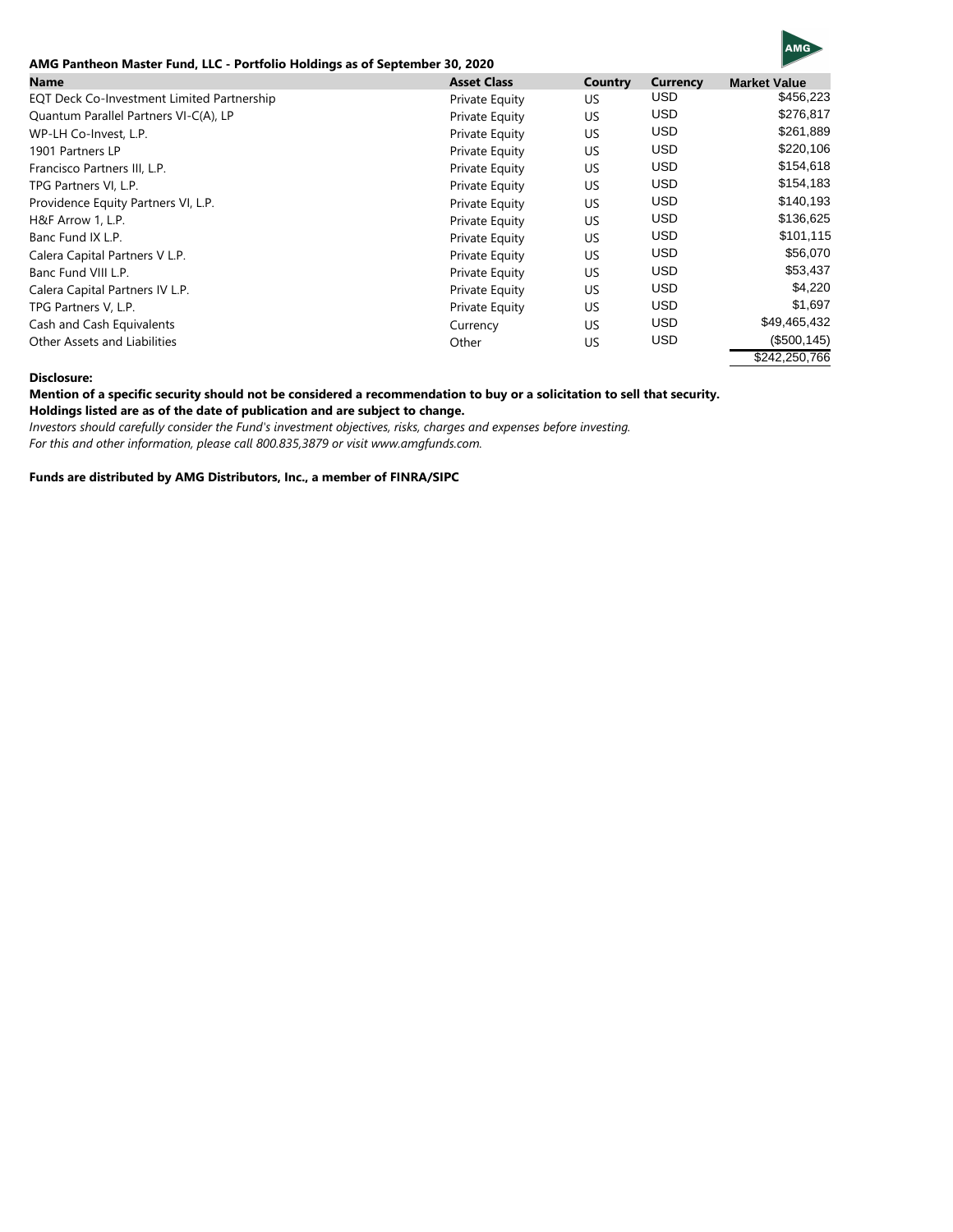**AMG Pantheon Master Fund, LLC - Portfolio Holdings as of September 30, 2020**

| Name | Asset Class | Country | Currency | Market Value |
|---|---|---|---|---|
| EQT Deck Co-Investment Limited Partnership | Private Equity | US | USD | $456,223 |
| Quantum Parallel Partners VI-C(A), LP | Private Equity | US | USD | $276,817 |
| WP-LH Co-Invest, L.P. | Private Equity | US | USD | $261,889 |
| 1901 Partners LP | Private Equity | US | USD | $220,106 |
| Francisco Partners III, L.P. | Private Equity | US | USD | $154,618 |
| TPG Partners VI, L.P. | Private Equity | US | USD | $154,183 |
| Providence Equity Partners VI, L.P. | Private Equity | US | USD | $140,193 |
| H&F Arrow 1, L.P. | Private Equity | US | USD | $136,625 |
| Banc Fund IX L.P. | Private Equity | US | USD | $101,115 |
| Calera Capital Partners V L.P. | Private Equity | US | USD | $56,070 |
| Banc Fund VIII L.P. | Private Equity | US | USD | $53,437 |
| Calera Capital Partners IV L.P. | Private Equity | US | USD | $4,220 |
| TPG Partners V, L.P. | Private Equity | US | USD | $1,697 |
| Cash and Cash Equivalents | Currency | US | USD | $49,465,432 |
| Other Assets and Liabilities | Other | US | USD | ($500,145) |
| | | | | $242,250,766 |

**Disclosure:**

**Mention of a specific security should not be considered a recommendation to buy or a solicitation to sell that security.**
**Holdings listed are as of the date of publication and are subject to change.**

*Investors should carefully consider the Fund's investment objectives, risks, charges and expenses before investing.*
*For this and other information, please call 800.835,3879 or visit www.amgfunds.com.*

**Funds are distributed by AMG Distributors, Inc., a member of FINRA/SIPC**